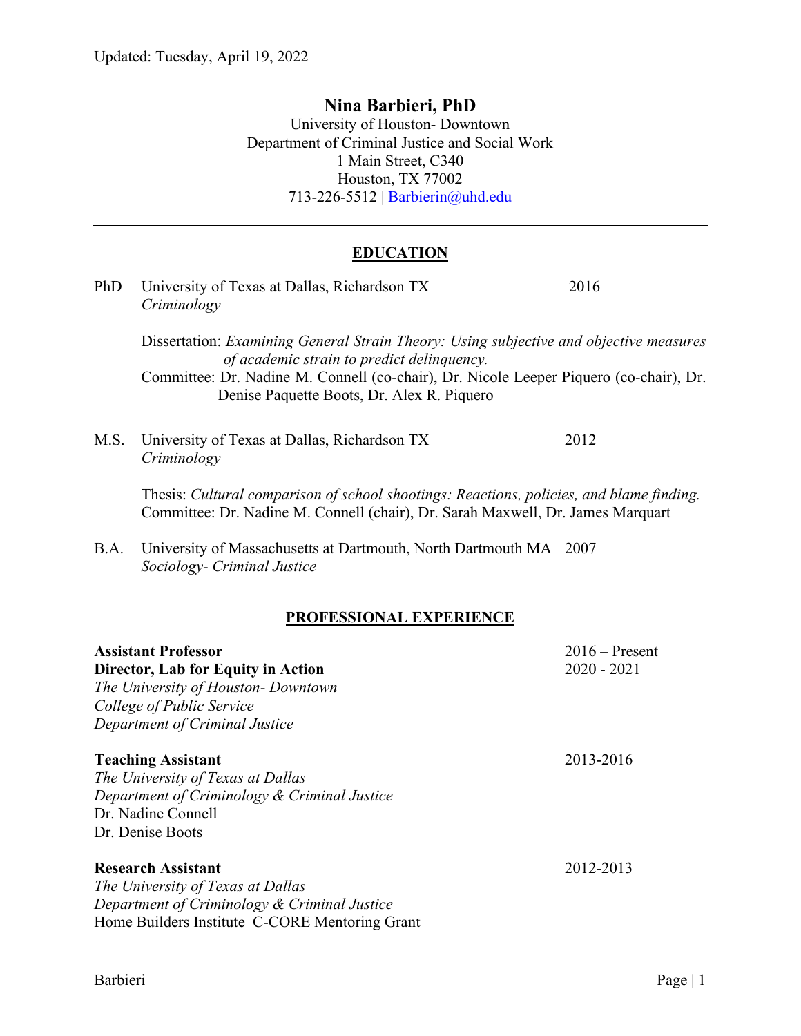Updated: Tuesday, April 19, 2022

# Nina Barbieri, PhD

University of Houston- Downtown
Department of Criminal Justice and Social Work
1 Main Street, C340
Houston, TX 77002
713-226-5512 | Barbierin@uhd.edu

---

## EDUCATION

PhD University of Texas at Dallas, Richardson TX 2016
*Criminology*

Dissertation: *Examining General Strain Theory: Using subjective and objective measures of academic strain to predict delinquency.*
Committee: Dr. Nadine M. Connell (co-chair), Dr. Nicole Leeper Piquero (co-chair), Dr. Denise Paquette Boots, Dr. Alex R. Piquero

M.S. University of Texas at Dallas, Richardson TX 2012
*Criminology*

Thesis: *Cultural comparison of school shootings: Reactions, policies, and blame finding.*
Committee: Dr. Nadine M. Connell (chair), Dr. Sarah Maxwell, Dr. James Marquart

B.A. University of Massachusetts at Dartmouth, North Dartmouth MA 2007
*Sociology- Criminal Justice*

## PROFESSIONAL EXPERIENCE

**Assistant Professor** 2016 – Present
**Director, Lab for Equity in Action** 2020 - 2021
*The University of Houston- Downtown*
*College of Public Service*
*Department of Criminal Justice*

**Teaching Assistant** 2013-2016
*The University of Texas at Dallas*
*Department of Criminology & Criminal Justice*
Dr. Nadine Connell
Dr. Denise Boots

**Research Assistant** 2012-2013
*The University of Texas at Dallas*
*Department of Criminology & Criminal Justice*
Home Builders Institute–C-CORE Mentoring Grant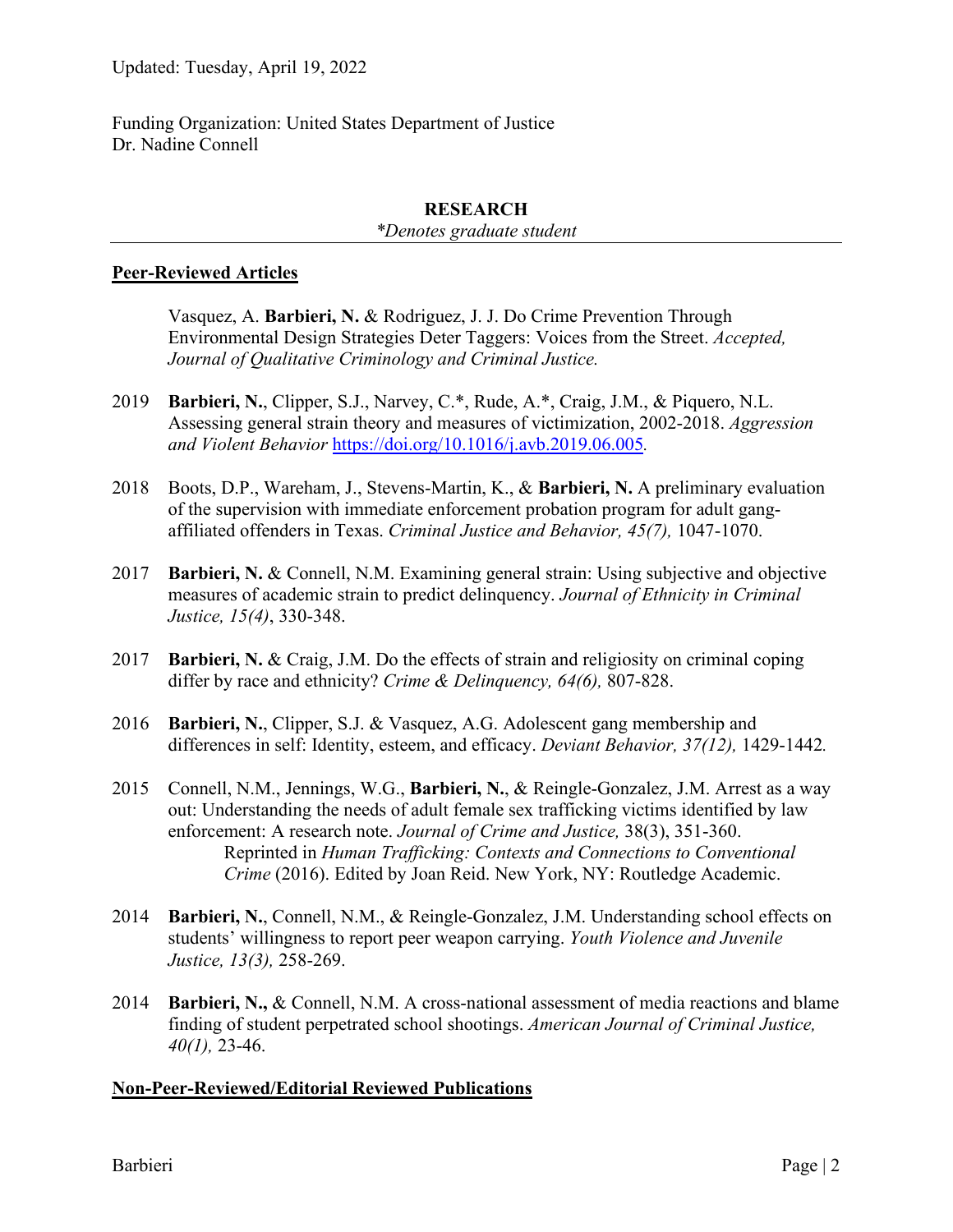Updated: Tuesday, April 19, 2022

Funding Organization: United States Department of Justice
Dr. Nadine Connell

## RESEARCH

*\*Denotes graduate student*

### Peer-Reviewed Articles

Vasquez, A. **Barbieri, N.** & Rodriguez, J. J. Do Crime Prevention Through Environmental Design Strategies Deter Taggers: Voices from the Street. *Accepted, Journal of Qualitative Criminology and Criminal Justice.*

2019 **Barbieri, N.**, Clipper, S.J., Narvey, C.*, Rude, A.*, Craig, J.M., & Piquero, N.L. Assessing general strain theory and measures of victimization, 2002-2018. *Aggression and Violent Behavior* https://doi.org/10.1016/j.avb.2019.06.005.

2018 Boots, D.P., Wareham, J., Stevens-Martin, K., & **Barbieri, N.** A preliminary evaluation of the supervision with immediate enforcement probation program for adult gang-affiliated offenders in Texas. *Criminal Justice and Behavior, 45(7),* 1047-1070.

2017 **Barbieri, N.** & Connell, N.M. Examining general strain: Using subjective and objective measures of academic strain to predict delinquency. *Journal of Ethnicity in Criminal Justice, 15(4)*, 330-348.

2017 **Barbieri, N.** & Craig, J.M. Do the effects of strain and religiosity on criminal coping differ by race and ethnicity? *Crime & Delinquency, 64(6),* 807-828.

2016 **Barbieri, N.**, Clipper, S.J. & Vasquez, A.G. Adolescent gang membership and differences in self: Identity, esteem, and efficacy. *Deviant Behavior, 37(12),* 1429-1442*.*

2015 Connell, N.M., Jennings, W.G., **Barbieri, N.**, & Reingle-Gonzalez, J.M. Arrest as a way out: Understanding the needs of adult female sex trafficking victims identified by law enforcement: A research note. *Journal of Crime and Justice,* 38(3), 351-360.
Reprinted in *Human Trafficking: Contexts and Connections to Conventional Crime* (2016). Edited by Joan Reid. New York, NY: Routledge Academic.

2014 **Barbieri, N.**, Connell, N.M., & Reingle-Gonzalez, J.M. Understanding school effects on students' willingness to report peer weapon carrying. *Youth Violence and Juvenile Justice, 13(3),* 258-269.

2014 **Barbieri, N.,** & Connell, N.M. A cross-national assessment of media reactions and blame finding of student perpetrated school shootings. *American Journal of Criminal Justice, 40(1),* 23-46.

### Non-Peer-Reviewed/Editorial Reviewed Publications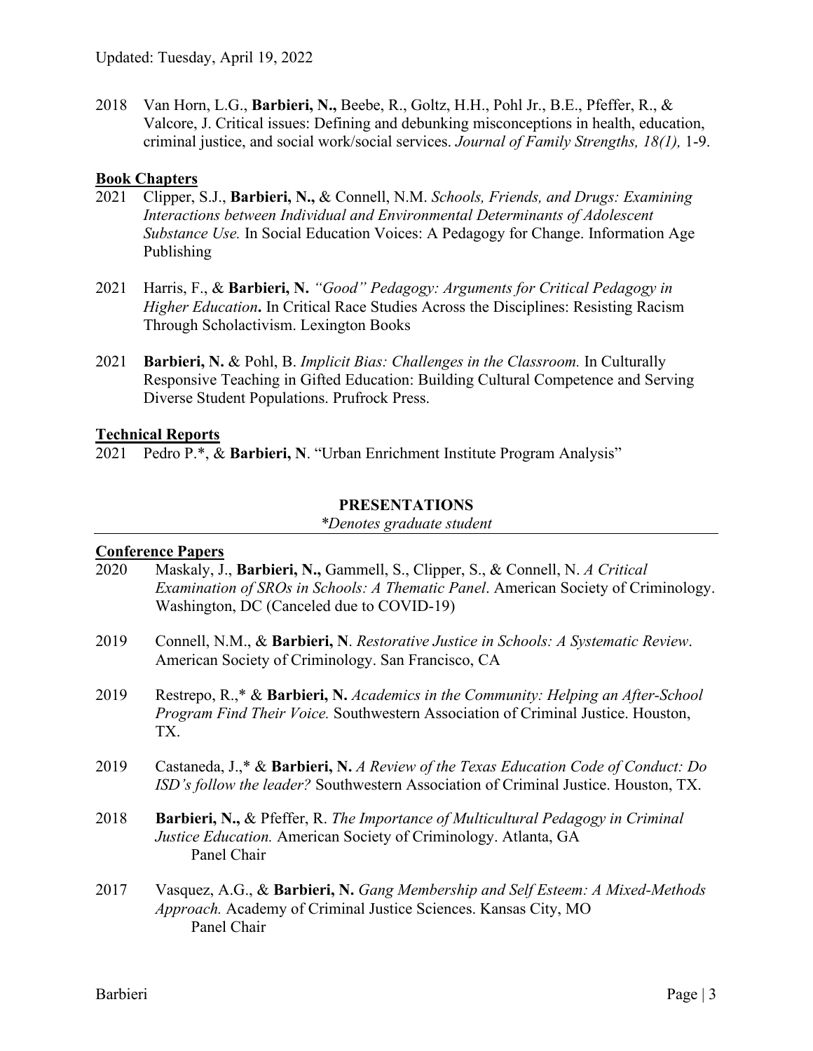Updated: Tuesday, April 19, 2022

2018 Van Horn, L.G., **Barbieri, N.,** Beebe, R., Goltz, H.H., Pohl Jr., B.E., Pfeffer, R., & Valcore, J. Critical issues: Defining and debunking misconceptions in health, criminal justice, and social work/social services. *Journal of Family Strengths, 18(1),* 1-9.

**Book Chapters**

2021 Clipper, S.J., **Barbieri, N.,** & Connell, N.M. *Schools, Friends, and Drugs: Examining Interactions between Individual and Environmental Determinants of Adolescent Substance Use.* In Social Education Voices: A Pedagogy for Change. Information Age Publishing

2021 Harris, F., & **Barbieri, N.** *"Good" Pedagogy: Arguments for Critical Pedagogy in Higher Education***.** In Critical Race Studies Across the Disciplines: Resisting Racism Through Scholactivism. Lexington Books

2021 **Barbieri, N.** & Pohl, B. *Implicit Bias: Challenges in the Classroom.* In Culturally Responsive Teaching in Gifted Education: Building Cultural Competence and Serving Diverse Student Populations. Prufrock Press.

**Technical Reports**

2021 Pedro P.*, & **Barbieri, N**. "Urban Enrichment Institute Program Analysis"

## PRESENTATIONS

*\*Denotes graduate student*

**Conference Papers**

2020 Maskaly, J., **Barbieri, N.,** Gammell, S., Clipper, S., & Connell, N. *A Critical Examination of SROs in Schools: A Thematic Panel*. American Society of Criminology. Washington, DC (Canceled due to COVID-19)

2019 Connell, N.M., & **Barbieri, N**. *Restorative Justice in Schools: A Systematic Review*. American Society of Criminology. San Francisco, CA

2019 Restrepo, R.,* & **Barbieri, N.** *Academics in the Community: Helping an After-School Program Find Their Voice.* Southwestern Association of Criminal Justice. Houston, TX.

2019 Castaneda, J.,* & **Barbieri, N.** *A Review of the Texas Education Code of Conduct: Do ISD's follow the leader?* Southwestern Association of Criminal Justice. Houston, TX.

2018 **Barbieri, N.,** & Pfeffer, R. *The Importance of Multicultural Pedagogy in Criminal Justice Education.* American Society of Criminology. Atlanta, GA
Panel Chair

2017 Vasquez, A.G., & **Barbieri, N.** *Gang Membership and Self Esteem: A Mixed-Methods Approach.* Academy of Criminal Justice Sciences. Kansas City, MO
Panel Chair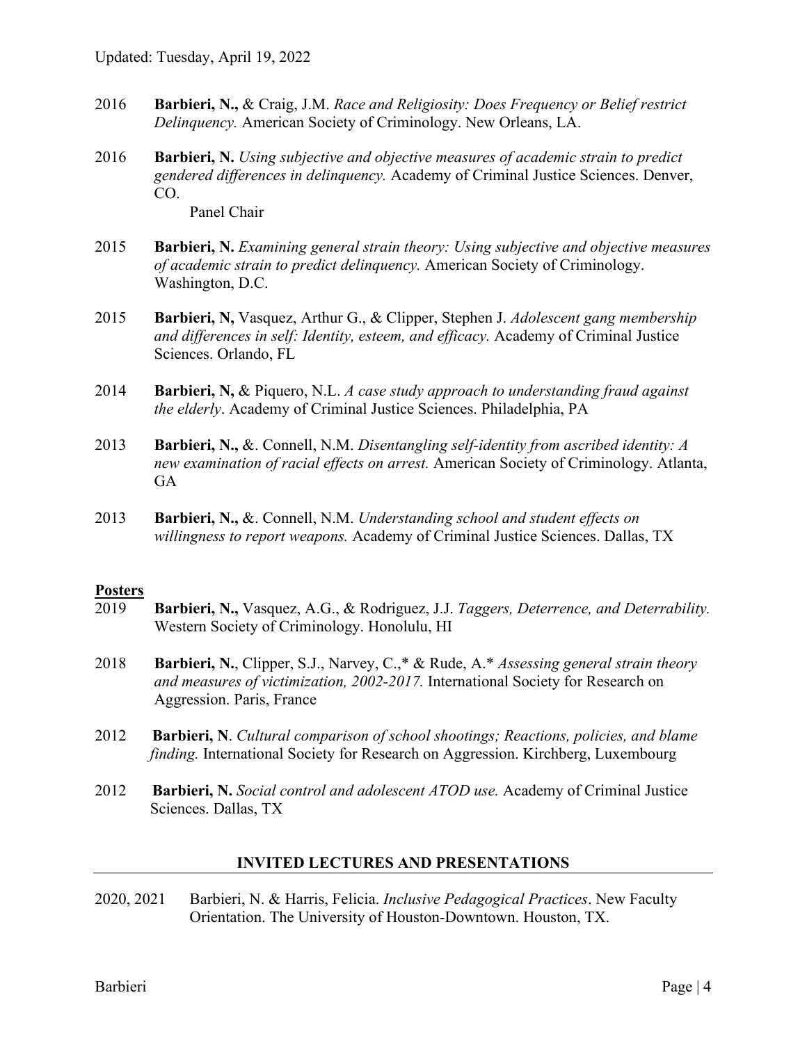2016 **Barbieri, N.,** & Craig, J.M. *Race and Religiosity: Does Frequency or Belief restrict Delinquency.* American Society of Criminology. New Orleans, LA.

2016 **Barbieri, N.** *Using subjective and objective measures of academic strain to predict gendered differences in delinquency.* Academy of Criminal Justice Sciences. Denver, CO.
Panel Chair

2015 **Barbieri, N.** *Examining general strain theory: Using subjective and objective measures of academic strain to predict delinquency.* American Society of Criminology. Washington, D.C.

2015 **Barbieri, N,** Vasquez, Arthur G., & Clipper, Stephen J. *Adolescent gang membership and differences in self: Identity, esteem, and efficacy.* Academy of Criminal Justice Sciences. Orlando, FL

2014 **Barbieri, N,** & Piquero, N.L. *A case study approach to understanding fraud against the elderly*. Academy of Criminal Justice Sciences. Philadelphia, PA

2013 **Barbieri, N.,** &. Connell, N.M. *Disentangling self-identity from ascribed identity: A new examination of racial effects on arrest.* American Society of Criminology. Atlanta, GA

2013 **Barbieri, N.,** &. Connell, N.M. *Understanding school and student effects on willingness to report weapons.* Academy of Criminal Justice Sciences. Dallas, TX

**Posters**

2019 **Barbieri, N.,** Vasquez, A.G., & Rodriguez, J.J. *Taggers, Deterrence, and Deterrability.* Western Society of Criminology. Honolulu, HI

2018 **Barbieri, N.**, Clipper, S.J., Narvey, C.,* & Rude, A.* *Assessing general strain theory and measures of victimization, 2002-2017.* International Society for Research on Aggression. Paris, France

2012 **Barbieri, N**. *Cultural comparison of school shootings; Reactions, policies, and blame finding.* International Society for Research on Aggression. Kirchberg, Luxembourg

2012 **Barbieri, N.** *Social control and adolescent ATOD use.* Academy of Criminal Justice Sciences. Dallas, TX

## INVITED LECTURES AND PRESENTATIONS

2020, 2021 Barbieri, N. & Harris, Felicia. *Inclusive Pedagogical Practices*. New Faculty Orientation. The University of Houston-Downtown. Houston, TX.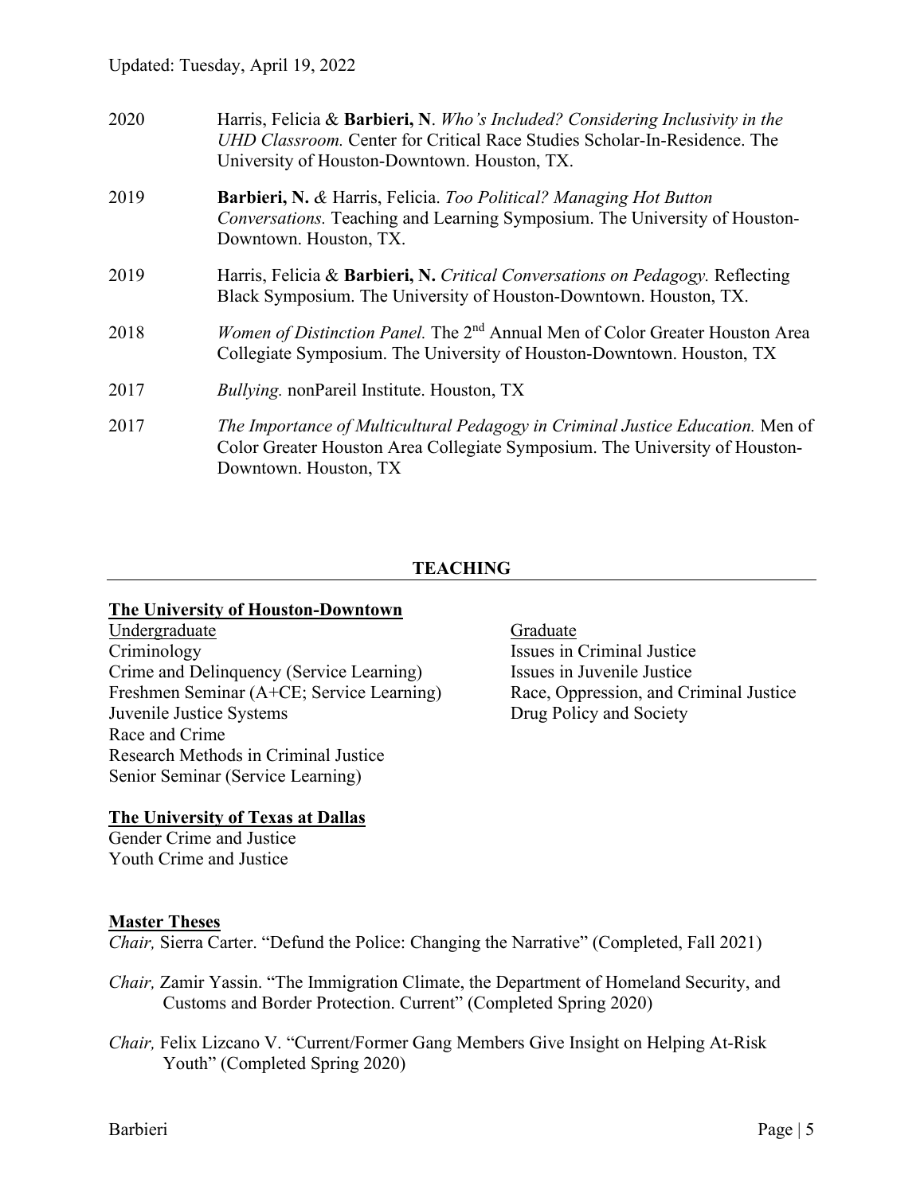2020 Harris, Felicia & **Barbieri, N**. *Who's Included? Considering Inclusivity in the UHD Classroom.* Center for Critical Race Studies Scholar-In-Residence. The University of Houston-Downtown. Houston, TX.

2019 **Barbieri, N.** & Harris, Felicia. *Too Political? Managing Hot Button Conversations.* Teaching and Learning Symposium. The University of Houston-Downtown. Houston, TX.

2019 Harris, Felicia & **Barbieri, N.** *Critical Conversations on Pedagogy.* Reflecting Black Symposium. The University of Houston-Downtown. Houston, TX.

2018 *Women of Distinction Panel.* The 2nd Annual Men of Color Greater Houston Area Collegiate Symposium. The University of Houston-Downtown. Houston, TX

2017 *Bullying.* nonPareil Institute. Houston, TX

2017 *The Importance of Multicultural Pedagogy in Criminal Justice Education.* Men of Color Greater Houston Area Collegiate Symposium. The University of Houston-Downtown. Houston, TX

## TEACHING

**The University of Houston-Downtown**

Undergraduate

Criminology
Crime and Delinquency (Service Learning)
Freshmen Seminar (A+CE; Service Learning)
Juvenile Justice Systems
Race and Crime
Research Methods in Criminal Justice
Senior Seminar (Service Learning)

Graduate

Issues in Criminal Justice
Issues in Juvenile Justice
Race, Oppression, and Criminal Justice
Drug Policy and Society

**The University of Texas at Dallas**

Gender Crime and Justice
Youth Crime and Justice

**Master Theses**

*Chair,* Sierra Carter. "Defund the Police: Changing the Narrative" (Completed, Fall 2021)

*Chair,* Zamir Yassin. "The Immigration Climate, the Department of Homeland Security, and Customs and Border Protection. Current" (Completed Spring 2020)

*Chair,* Felix Lizcano V. "Current/Former Gang Members Give Insight on Helping At-Risk Youth" (Completed Spring 2020)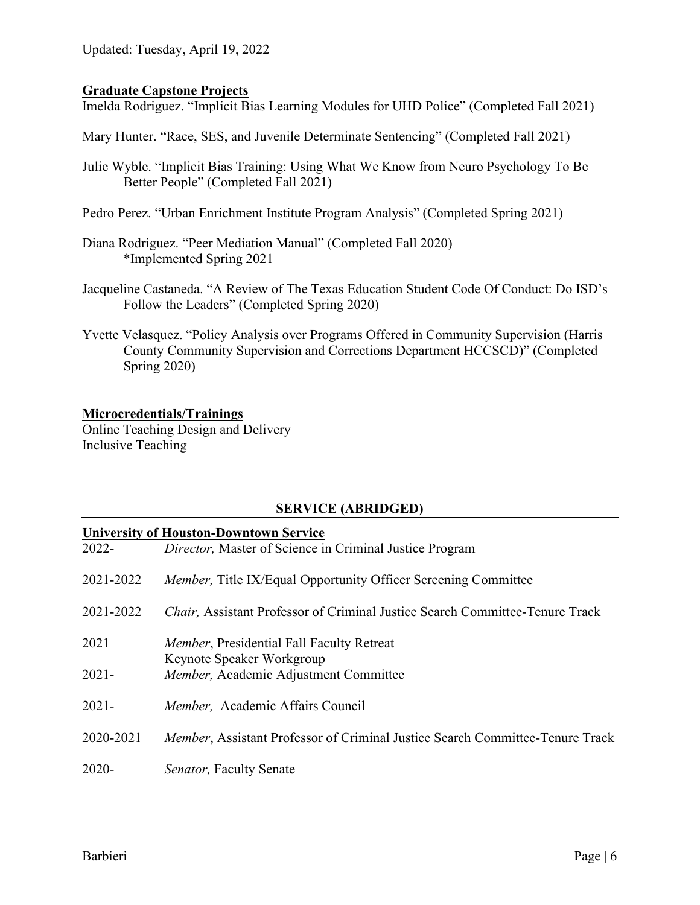Updated: Tuesday, April 19, 2022

**Graduate Capstone Projects**

Imelda Rodriguez. "Implicit Bias Learning Modules for UHD Police" (Completed Fall 2021)

Mary Hunter. "Race, SES, and Juvenile Determinate Sentencing" (Completed Fall 2021)

Julie Wyble. "Implicit Bias Training: Using What We Know from Neuro Psychology To Be Better People" (Completed Fall 2021)

Pedro Perez. "Urban Enrichment Institute Program Analysis" (Completed Spring 2021)

Diana Rodriguez. "Peer Mediation Manual" (Completed Fall 2020)
*Implemented Spring 2021

Jacqueline Castaneda. "A Review of The Texas Education Student Code Of Conduct: Do ISD's Follow the Leaders" (Completed Spring 2020)

Yvette Velasquez. "Policy Analysis over Programs Offered in Community Supervision (Harris County Community Supervision and Corrections Department HCCSCD)" (Completed Spring 2020)

**Microcredentials/Trainings**

Online Teaching Design and Delivery
Inclusive Teaching

## SERVICE (ABRIDGED)

**University of Houston-Downtown Service**

2022- *Director,* Master of Science in Criminal Justice Program

2021-2022 *Member,* Title IX/Equal Opportunity Officer Screening Committee

2021-2022 *Chair,* Assistant Professor of Criminal Justice Search Committee-Tenure Track

2021 *Member*, Presidential Fall Faculty Retreat Keynote Speaker Workgroup

2021- *Member,* Academic Adjustment Committee

2021- *Member,* Academic Affairs Council

2020-2021 *Member*, Assistant Professor of Criminal Justice Search Committee-Tenure Track

2020- *Senator,* Faculty Senate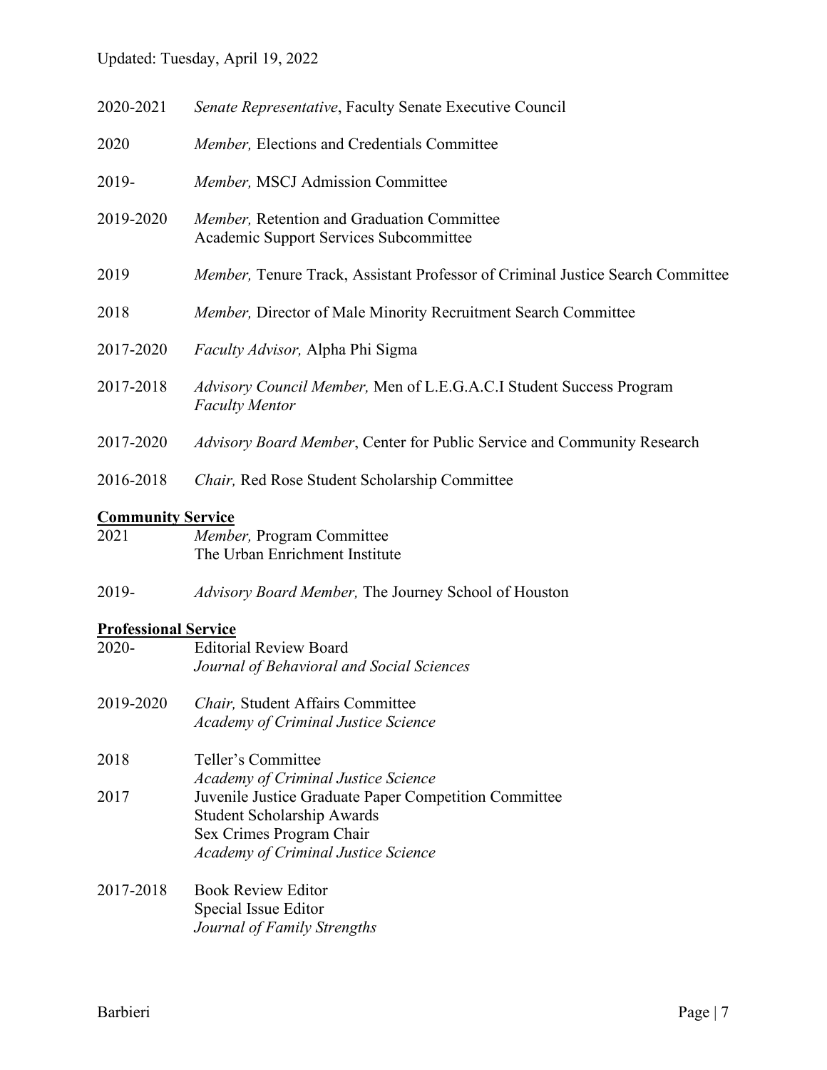2020-2021 *Senate Representative*, Faculty Senate Executive Council

2020 *Member,* Elections and Credentials Committee

2019- *Member,* MSCJ Admission Committee

2019-2020 *Member,* Retention and Graduation Committee
Academic Support Services Subcommittee

2019 *Member,* Tenure Track, Assistant Professor of Criminal Justice Search Committee

2018 *Member,* Director of Male Minority Recruitment Search Committee

2017-2020 *Faculty Advisor,* Alpha Phi Sigma

2017-2018 *Advisory Council Member,* Men of L.E.G.A.C.I Student Success Program
*Faculty Mentor*

2017-2020 *Advisory Board Member*, Center for Public Service and Community Research

2016-2018 *Chair,* Red Rose Student Scholarship Committee

**Community Service**

2021 *Member,* Program Committee
The Urban Enrichment Institute

2019- *Advisory Board Member,* The Journey School of Houston

**Professional Service**

2020- Editorial Review Board
*Journal of Behavioral and Social Sciences*

2019-2020 *Chair,* Student Affairs Committee
*Academy of Criminal Justice Science*

2018 Teller's Committee
*Academy of Criminal Justice Science*

2017 Juvenile Justice Graduate Paper Competition Committee
Student Scholarship Awards
Sex Crimes Program Chair
*Academy of Criminal Justice Science*

2017-2018 Book Review Editor
Special Issue Editor
*Journal of Family Strengths*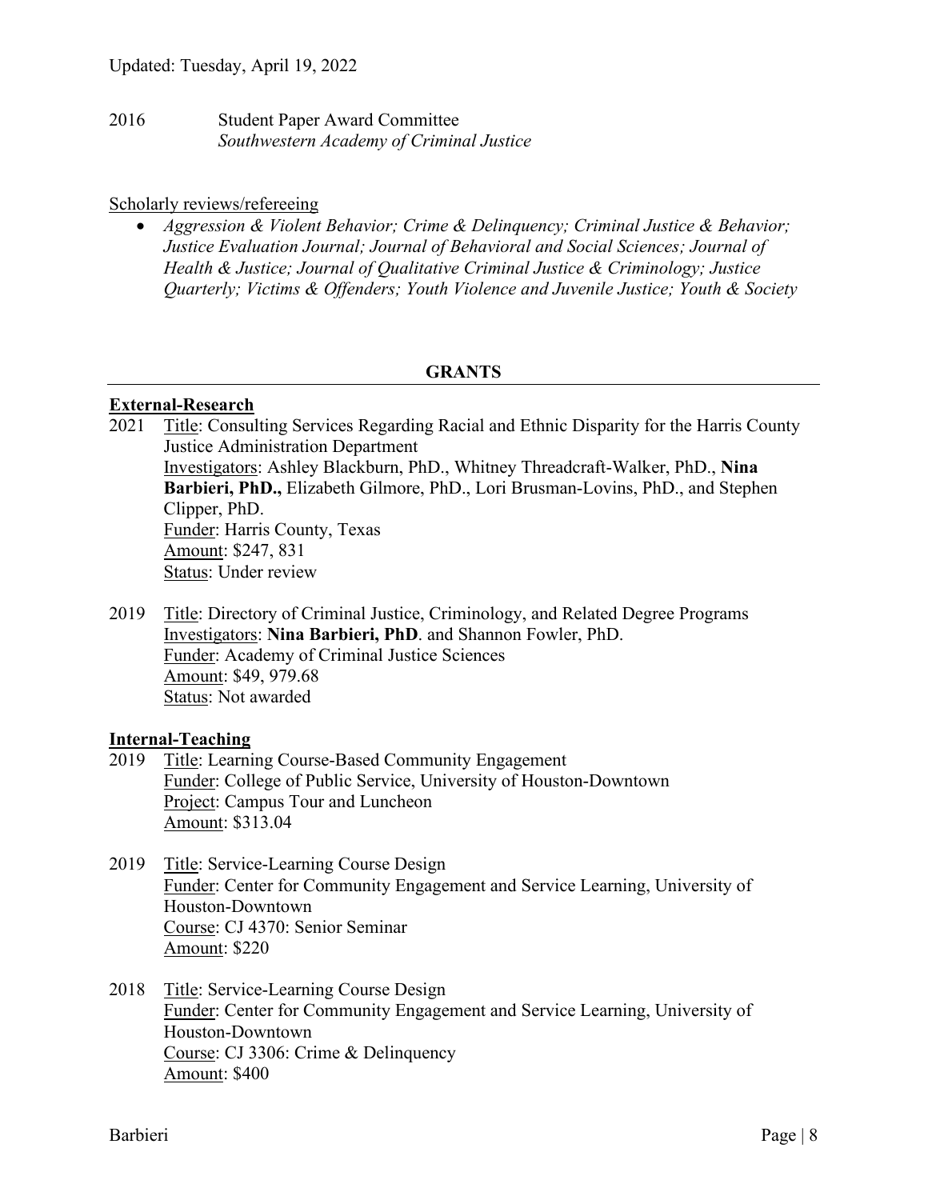2016 Student Paper Award Committee
*Southwestern Academy of Criminal Justice*

Scholarly reviews/refereeing

- *Aggression & Violent Behavior; Crime & Delinquency; Criminal Justice & Behavior; Justice Evaluation Journal; Journal of Behavioral and Social Sciences; Journal of Health & Justice; Journal of Qualitative Criminal Justice & Criminology; Justice Quarterly; Victims & Offenders; Youth Violence and Juvenile Justice; Youth & Society*

## GRANTS

**External-Research**

2021 Title: Consulting Services Regarding Racial and Ethnic Disparity for the Harris County Justice Administration Department
Investigators: Ashley Blackburn, PhD., Whitney Threadcraft-Walker, PhD., **Nina Barbieri, PhD.,** Elizabeth Gilmore, PhD., Lori Brusman-Lovins, PhD., and Stephen Clipper, PhD.
Funder: Harris County, Texas
Amount: $247, 831
Status: Under review

2019 Title: Directory of Criminal Justice, Criminology, and Related Degree Programs
Investigators: **Nina Barbieri, PhD**. and Shannon Fowler, PhD.
Funder: Academy of Criminal Justice Sciences
Amount: $49, 979.68
Status: Not awarded

**Internal-Teaching**

2019 Title: Learning Course-Based Community Engagement
Funder: College of Public Service, University of Houston-Downtown
Project: Campus Tour and Luncheon
Amount: $313.04

2019 Title: Service-Learning Course Design
Funder: Center for Community Engagement and Service Learning, University of Houston-Downtown
Course: CJ 4370: Senior Seminar
Amount: $220

2018 Title: Service-Learning Course Design
Funder: Center for Community Engagement and Service Learning, University of Houston-Downtown
Course: CJ 3306: Crime & Delinquency
Amount: $400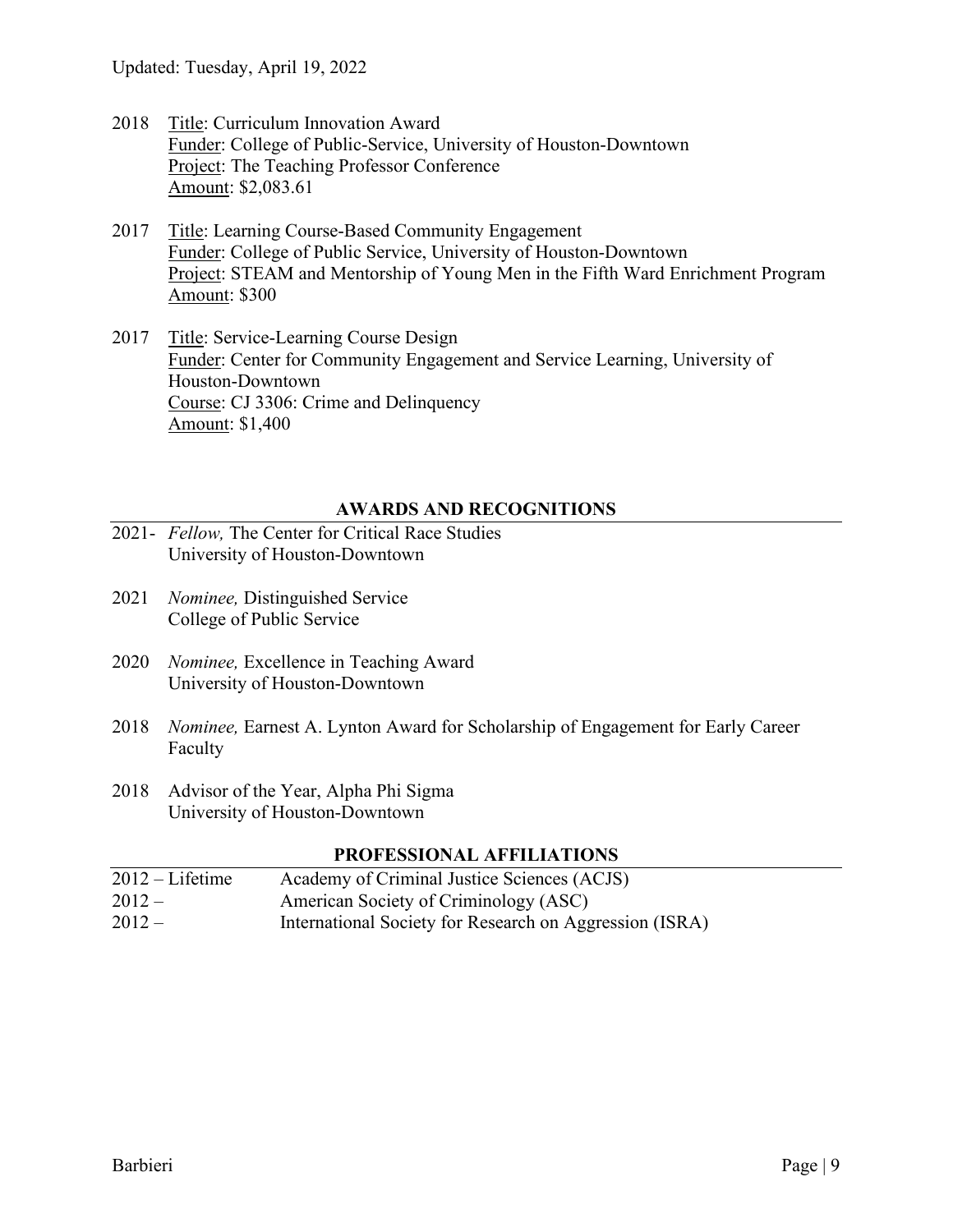2018 Title: Curriculum Innovation Award
Funder: College of Public-Service, University of Houston-Downtown
Project: The Teaching Professor Conference
Amount: $2,083.61

2017 Title: Learning Course-Based Community Engagement
Funder: College of Public Service, University of Houston-Downtown
Project: STEAM and Mentorship of Young Men in the Fifth Ward Enrichment Program
Amount: $300

2017 Title: Service-Learning Course Design
Funder: Center for Community Engagement and Service Learning, University of Houston-Downtown
Course: CJ 3306: Crime and Delinquency
Amount: $1,400

## AWARDS AND RECOGNITIONS

2021- *Fellow,* The Center for Critical Race Studies
University of Houston-Downtown

2021 *Nominee,* Distinguished Service
College of Public Service

2020 *Nominee,* Excellence in Teaching Award
University of Houston-Downtown

2018 *Nominee,* Earnest A. Lynton Award for Scholarship of Engagement for Early Career Faculty

2018 Advisor of the Year, Alpha Phi Sigma
University of Houston-Downtown

## PROFESSIONAL AFFILIATIONS

| | |
|---|---|
| 2012 – Lifetime | Academy of Criminal Justice Sciences (ACJS) |
| 2012 – | American Society of Criminology (ASC) |
| 2012 – | International Society for Research on Aggression (ISRA) |